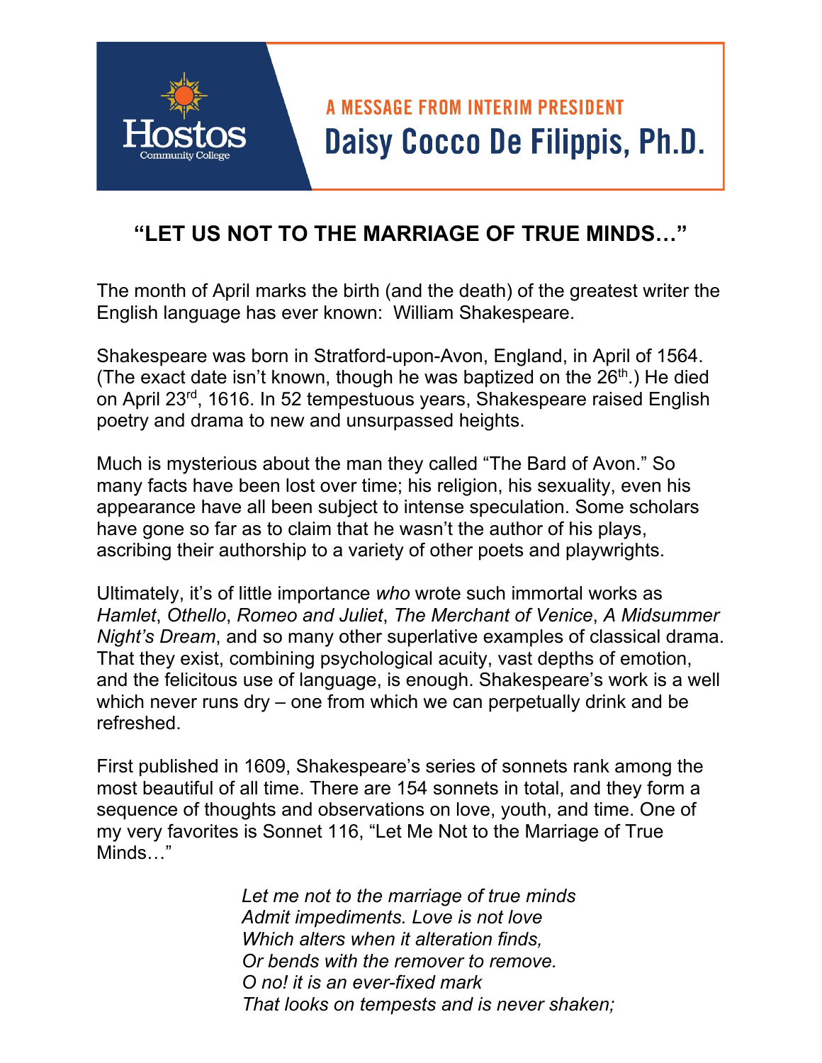A MESSAGE FROM INTERIM PRESIDENT

**Daisy Cocco De Filippis, Ph.D.**

## "LET US NOT TO THE MARRIAGE OF TRUE MINDS…"

The month of April marks the birth (and the death) of the greatest writer the English language has ever known: William Shakespeare.

Shakespeare was born in Stratford-upon-Avon, England, in April of 1564. (The exact date isn't known, though he was baptized on the 26th.) He died on April 23rd, 1616. In 52 tempestuous years, Shakespeare raised English poetry and drama to new and unsurpassed heights.

Much is mysterious about the man they called "The Bard of Avon." So many facts have been lost over time; his religion, his sexuality, even his appearance have all been subject to intense speculation. Some scholars have gone so far as to claim that he wasn't the author of his plays, ascribing their authorship to a variety of other poets and playwrights.

Ultimately, it's of little importance *who* wrote such immortal works as *Hamlet*, *Othello*, *Romeo and Juliet*, *The Merchant of Venice*, *A Midsummer Night's Dream*, and so many other superlative examples of classical drama. That they exist, combining psychological acuity, vast depths of emotion, and the felicitous use of language, is enough. Shakespeare's work is a well which never runs dry – one from which we can perpetually drink and be refreshed.

First published in 1609, Shakespeare's series of sonnets rank among the most beautiful of all time. There are 154 sonnets in total, and they form a sequence of thoughts and observations on love, youth, and time. One of my very favorites is Sonnet 116, "Let Me Not to the Marriage of True Minds…"

> *Let me not to the marriage of true minds*
> *Admit impediments. Love is not love*
> *Which alters when it alteration finds,*
> *Or bends with the remover to remove.*
> *O no! it is an ever-fixed mark*
> *That looks on tempests and is never shaken;*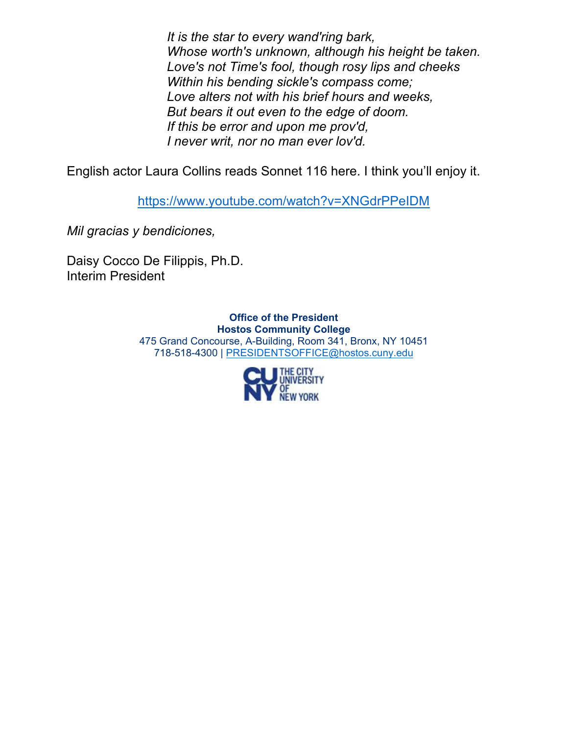*It is the star to every wand'ring bark,*
*Whose worth's unknown, although his height be taken.*
*Love's not Time's fool, though rosy lips and cheeks*
*Within his bending sickle's compass come;*
*Love alters not with his brief hours and weeks,*
*But bears it out even to the edge of doom.*
*If this be error and upon me prov'd,*
*I never writ, nor no man ever lov'd.*

English actor Laura Collins reads Sonnet 116 here. I think you'll enjoy it.

https://www.youtube.com/watch?v=XNGdrPPeIDM

*Mil gracias y bendiciones,*

Daisy Cocco De Filippis, Ph.D.
Interim President

**Office of the President**
**Hostos Community College**
475 Grand Concourse, A-Building, Room 341, Bronx, NY 10451
718-518-4300 | PRESIDENTSOFFICE@hostos.cuny.edu

CUNY THE CITY UNIVERSITY OF NEW YORK